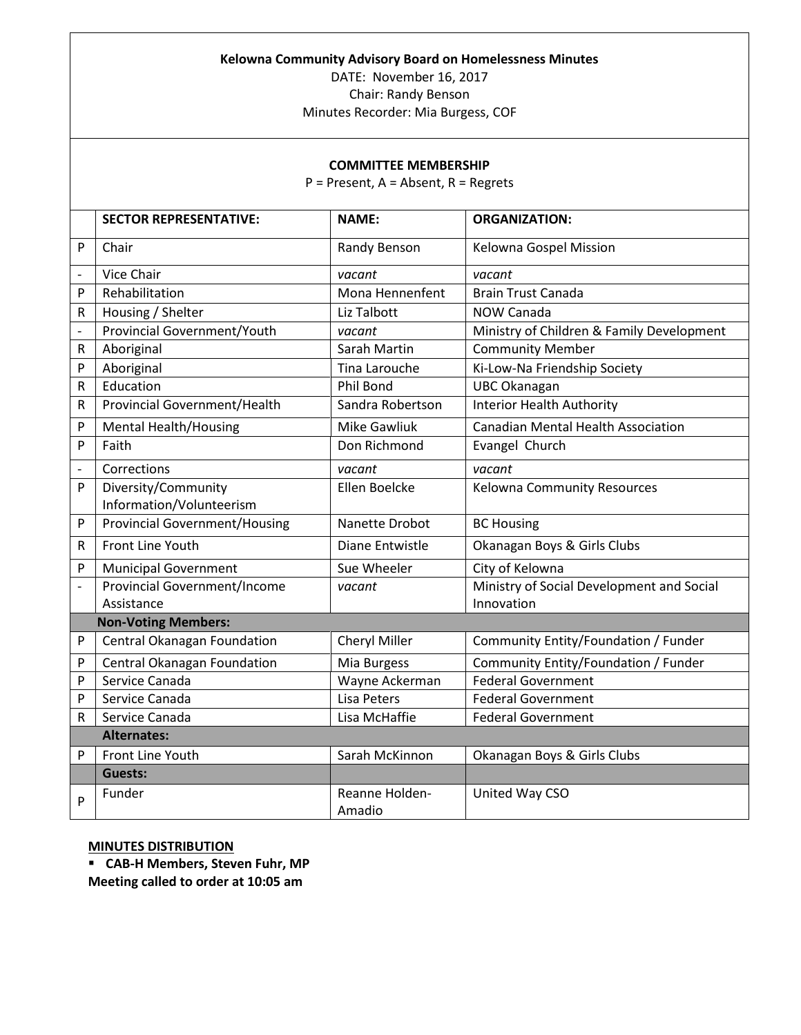**Kelowna Community Advisory Board on Homelessness Minutes**

DATE: November 16, 2017

Chair: Randy Benson

Minutes Recorder: Mia Burgess, COF

**COMMITTEE MEMBERSHIP**

P = Present, A = Absent, R = Regrets

| | SECTOR REPRESENTATIVE: | NAME: | ORGANIZATION: |
|---|---|---|---|
| P | Chair | Randy Benson | Kelowna Gospel Mission |
| - | Vice Chair | *vacant* | *vacant* |
| P | Rehabilitation | Mona Hennenfent | Brain Trust Canada |
| R | Housing / Shelter | Liz Talbott | NOW Canada |
| - | Provincial Government/Youth | *vacant* | Ministry of Children & Family Development |
| R | Aboriginal | Sarah Martin | Community Member |
| P | Aboriginal | Tina Larouche | Ki-Low-Na Friendship Society |
| R | Education | Phil Bond | UBC Okanagan |
| R | Provincial Government/Health | Sandra Robertson | Interior Health Authority |
| P | Mental Health/Housing | Mike Gawliuk | Canadian Mental Health Association |
| P | Faith | Don Richmond | Evangel Church |
| - | Corrections | *vacant* | *vacant* |
| P | Diversity/Community Information/Volunteerism | Ellen Boelcke | Kelowna Community Resources |
| P | Provincial Government/Housing | Nanette Drobot | BC Housing |
| R | Front Line Youth | Diane Entwistle | Okanagan Boys & Girls Clubs |
| P | Municipal Government | Sue Wheeler | City of Kelowna |
| - | Provincial Government/Income Assistance | *vacant* | Ministry of Social Development and Social Innovation |
| | **Non-Voting Members:** | | |
| P | Central Okanagan Foundation | Cheryl Miller | Community Entity/Foundation / Funder |
| P | Central Okanagan Foundation | Mia Burgess | Community Entity/Foundation / Funder |
| P | Service Canada | Wayne Ackerman | Federal Government |
| P | Service Canada | Lisa Peters | Federal Government |
| R | Service Canada | Lisa McHaffie | Federal Government |
| | **Alternates:** | | |
| P | Front Line Youth | Sarah McKinnon | Okanagan Boys & Girls Clubs |
| | **Guests:** | | |
| P | Funder | Reanne Holden-Amadio | United Way CSO |

**MINUTES DISTRIBUTION**

- **CAB-H Members, Steven Fuhr, MP**

**Meeting called to order at 10:05 am**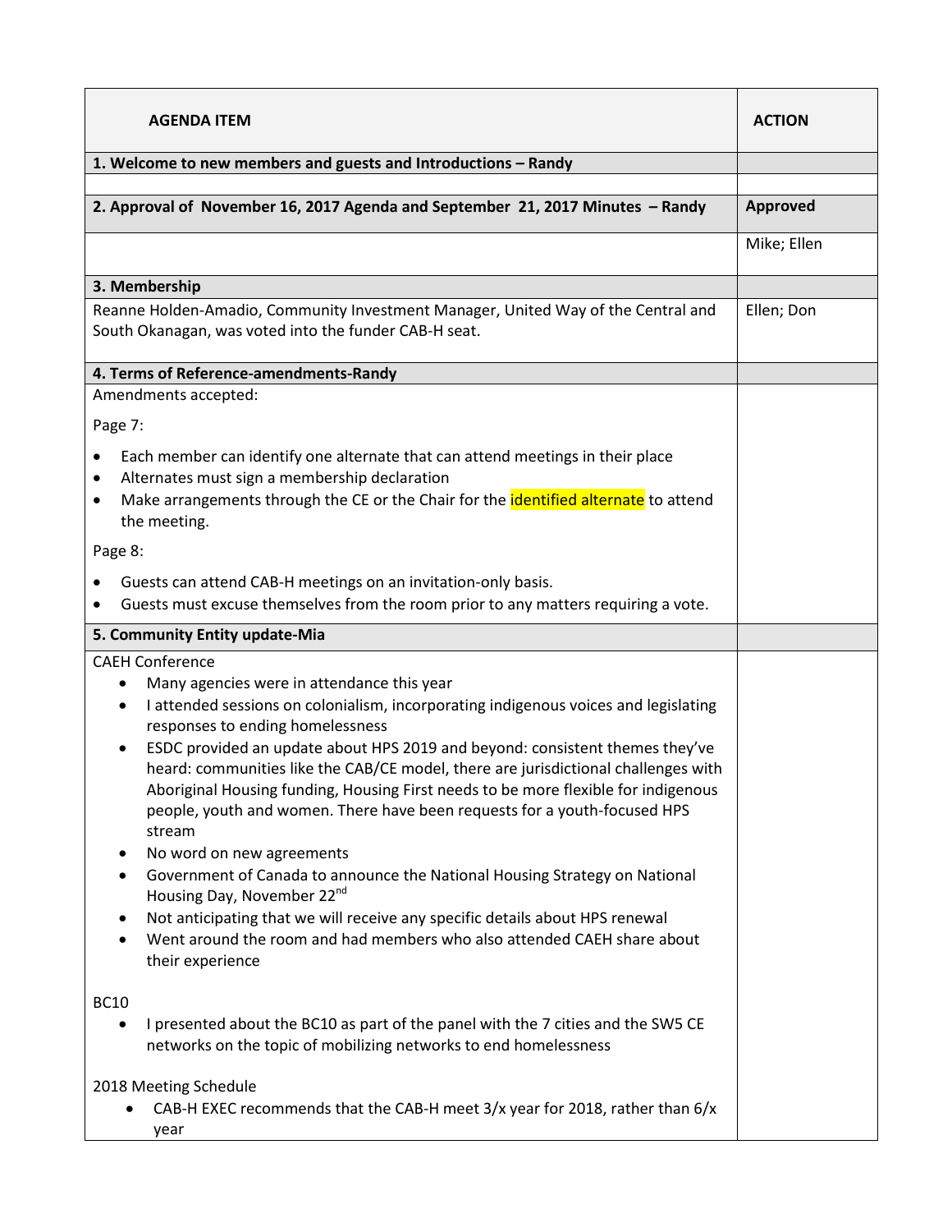| AGENDA ITEM | ACTION |
|---|---|
| **1. Welcome to new members and guests and Introductions – Randy** | |
| | |
| **2. Approval of November 16, 2017 Agenda and September 21, 2017 Minutes – Randy** | **Approved** |
| | Mike; Ellen |
| **3. Membership** | |
| Reanne Holden-Amadio, Community Investment Manager, United Way of the Central and South Okanagan, was voted into the funder CAB-H seat. | Ellen; Don |
| **4. Terms of Reference-amendments-Randy** | |
| Amendments accepted:<br><br>Page 7:<br><br>• Each member can identify one alternate that can attend meetings in their place<br>• Alternates must sign a membership declaration<br>• Make arrangements through the CE or the Chair for the identified alternate to attend the meeting.<br><br>Page 8:<br><br>• Guests can attend CAB-H meetings on an invitation-only basis.<br>• Guests must excuse themselves from the room prior to any matters requiring a vote. | |
| **5. Community Entity update-Mia** | |
| CAEH Conference<br>• Many agencies were in attendance this year<br>• I attended sessions on colonialism, incorporating indigenous voices and legislating responses to ending homelessness<br>• ESDC provided an update about HPS 2019 and beyond: consistent themes they've heard: communities like the CAB/CE model, there are jurisdictional challenges with Aboriginal Housing funding, Housing First needs to be more flexible for indigenous people, youth and women. There have been requests for a youth-focused HPS stream<br>• No word on new agreements<br>• Government of Canada to announce the National Housing Strategy on National Housing Day, November 22nd<br>• Not anticipating that we will receive any specific details about HPS renewal<br>• Went around the room and had members who also attended CAEH share about their experience<br><br>BC10<br>• I presented about the BC10 as part of the panel with the 7 cities and the SW5 CE networks on the topic of mobilizing networks to end homelessness<br><br>2018 Meeting Schedule<br>• CAB-H EXEC recommends that the CAB-H meet 3/x year for 2018, rather than 6/x year | |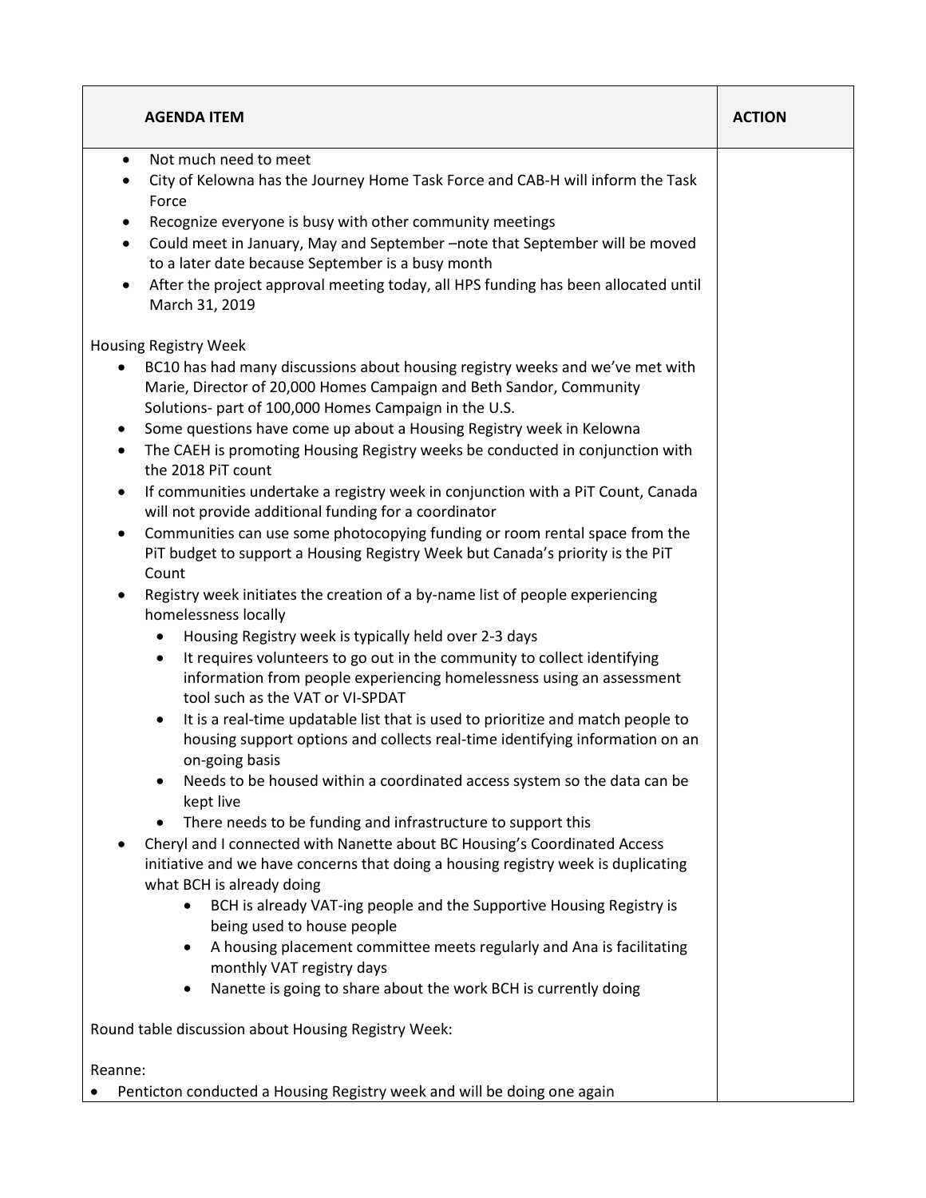| AGENDA ITEM | ACTION |
| --- | --- |
| • Not much need to meet<br>• City of Kelowna has the Journey Home Task Force and CAB-H will inform the Task Force<br>• Recognize everyone is busy with other community meetings<br>• Could meet in January, May and September –note that September will be moved to a later date because September is a busy month<br>• After the project approval meeting today, all HPS funding has been allocated until March 31, 2019<br><br>Housing Registry Week<br>• BC10 has had many discussions about housing registry weeks and we've met with Marie, Director of 20,000 Homes Campaign and Beth Sandor, Community Solutions- part of 100,000 Homes Campaign in the U.S.<br>• Some questions have come up about a Housing Registry week in Kelowna<br>• The CAEH is promoting Housing Registry weeks be conducted in conjunction with the 2018 PiT count<br>• If communities undertake a registry week in conjunction with a PiT Count, Canada will not provide additional funding for a coordinator<br>• Communities can use some photocopying funding or room rental space from the PiT budget to support a Housing Registry Week but Canada's priority is the PiT Count<br>• Registry week initiates the creation of a by-name list of people experiencing homelessness locally<br>&nbsp;&nbsp;&nbsp;&nbsp;◦ Housing Registry week is typically held over 2-3 days<br>&nbsp;&nbsp;&nbsp;&nbsp;◦ It requires volunteers to go out in the community to collect identifying information from people experiencing homelessness using an assessment tool such as the VAT or VI-SPDAT<br>&nbsp;&nbsp;&nbsp;&nbsp;◦ It is a real-time updatable list that is used to prioritize and match people to housing support options and collects real-time identifying information on an on-going basis<br>&nbsp;&nbsp;&nbsp;&nbsp;◦ Needs to be housed within a coordinated access system so the data can be kept live<br>&nbsp;&nbsp;&nbsp;&nbsp;◦ There needs to be funding and infrastructure to support this<br>• Cheryl and I connected with Nanette about BC Housing's Coordinated Access initiative and we have concerns that doing a housing registry week is duplicating what BCH is already doing<br>&nbsp;&nbsp;&nbsp;&nbsp;◦ BCH is already VAT-ing people and the Supportive Housing Registry is being used to house people<br>&nbsp;&nbsp;&nbsp;&nbsp;◦ A housing placement committee meets regularly and Ana is facilitating monthly VAT registry days<br>&nbsp;&nbsp;&nbsp;&nbsp;◦ Nanette is going to share about the work BCH is currently doing<br><br>Round table discussion about Housing Registry Week:<br><br>Reanne:<br>• Penticton conducted a Housing Registry week and will be doing one again | |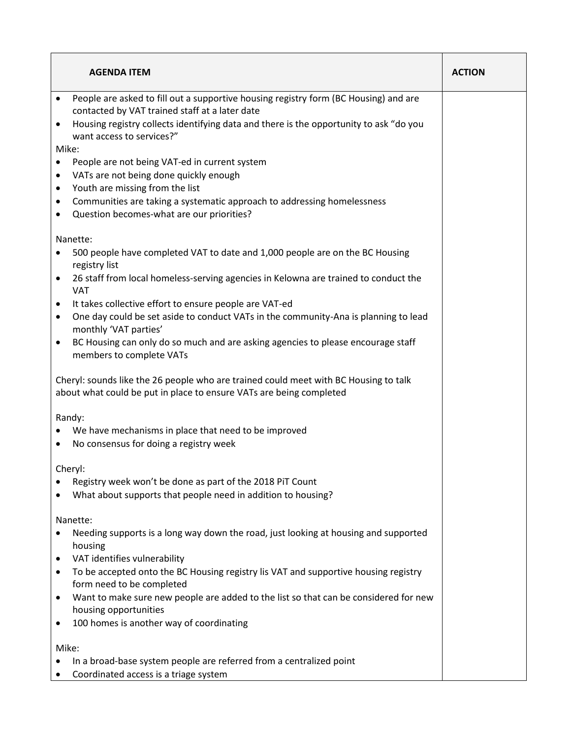| AGENDA ITEM | ACTION |
| --- | --- |
| • People are asked to fill out a supportive housing registry form (BC Housing) and are contacted by VAT trained staff at a later date<br>• Housing registry collects identifying data and there is the opportunity to ask "do you want access to services?"<br>Mike:<br>• People are not being VAT-ed in current system<br>• VATs are not being done quickly enough<br>• Youth are missing from the list<br>• Communities are taking a systematic approach to addressing homelessness<br>• Question becomes-what are our priorities?<br><br>Nanette:<br>• 500 people have completed VAT to date and 1,000 people are on the BC Housing registry list<br>• 26 staff from local homeless-serving agencies in Kelowna are trained to conduct the VAT<br>• It takes collective effort to ensure people are VAT-ed<br>• One day could be set aside to conduct VATs in the community-Ana is planning to lead monthly 'VAT parties'<br>• BC Housing can only do so much and are asking agencies to please encourage staff members to complete VATs<br><br>Cheryl: sounds like the 26 people who are trained could meet with BC Housing to talk about what could be put in place to ensure VATs are being completed<br><br>Randy:<br>• We have mechanisms in place that need to be improved<br>• No consensus for doing a registry week<br><br>Cheryl:<br>• Registry week won't be done as part of the 2018 PiT Count<br>• What about supports that people need in addition to housing?<br><br>Nanette:<br>• Needing supports is a long way down the road, just looking at housing and supported housing<br>• VAT identifies vulnerability<br>• To be accepted onto the BC Housing registry lis VAT and supportive housing registry form need to be completed<br>• Want to make sure new people are added to the list so that can be considered for new housing opportunities<br>• 100 homes is another way of coordinating<br><br>Mike:<br>• In a broad-base system people are referred from a centralized point<br>• Coordinated access is a triage system | |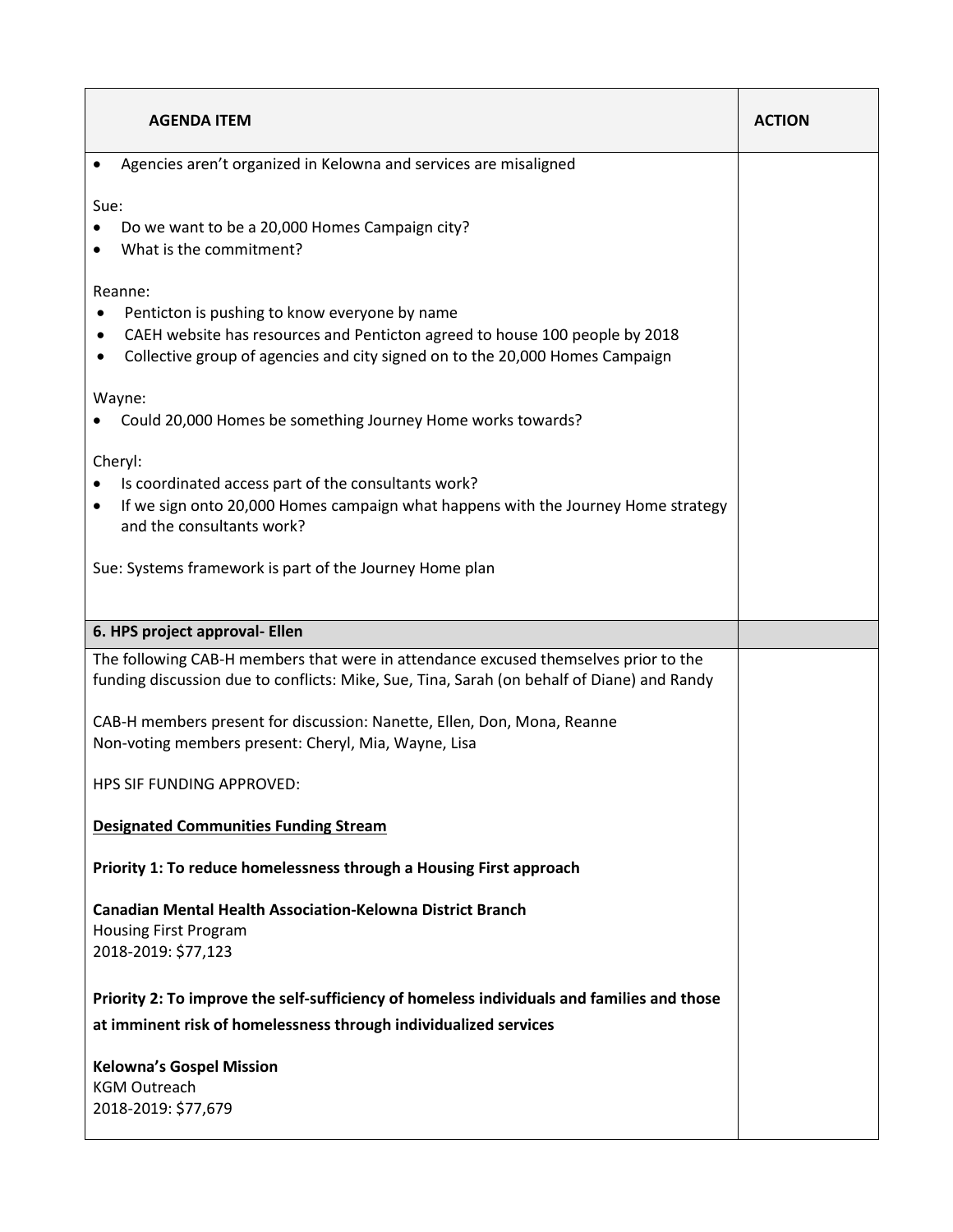| AGENDA ITEM | ACTION |
|---|---|
| • Agencies aren't organized in Kelowna and services are misaligned<br><br>Sue:<br>• Do we want to be a 20,000 Homes Campaign city?<br>• What is the commitment?<br><br>Reanne:<br>• Penticton is pushing to know everyone by name<br>• CAEH website has resources and Penticton agreed to house 100 people by 2018<br>• Collective group of agencies and city signed on to the 20,000 Homes Campaign<br><br>Wayne:<br>• Could 20,000 Homes be something Journey Home works towards?<br><br>Cheryl:<br>• Is coordinated access part of the consultants work?<br>• If we sign onto 20,000 Homes campaign what happens with the Journey Home strategy and the consultants work?<br><br>Sue: Systems framework is part of the Journey Home plan | |
| **6. HPS project approval- Ellen** | |
| The following CAB-H members that were in attendance excused themselves prior to the funding discussion due to conflicts: Mike, Sue, Tina, Sarah (on behalf of Diane) and Randy<br><br>CAB-H members present for discussion: Nanette, Ellen, Don, Mona, Reanne<br>Non-voting members present: Cheryl, Mia, Wayne, Lisa<br><br>HPS SIF FUNDING APPROVED:<br><br>**Designated Communities Funding Stream**<br><br>**Priority 1: To reduce homelessness through a Housing First approach**<br><br>**Canadian Mental Health Association-Kelowna District Branch**<br>Housing First Program<br>2018-2019: $77,123<br><br>**Priority 2: To improve the self-sufficiency of homeless individuals and families and those at imminent risk of homelessness through individualized services**<br><br>**Kelowna's Gospel Mission**<br>KGM Outreach<br>2018-2019: $77,679 | |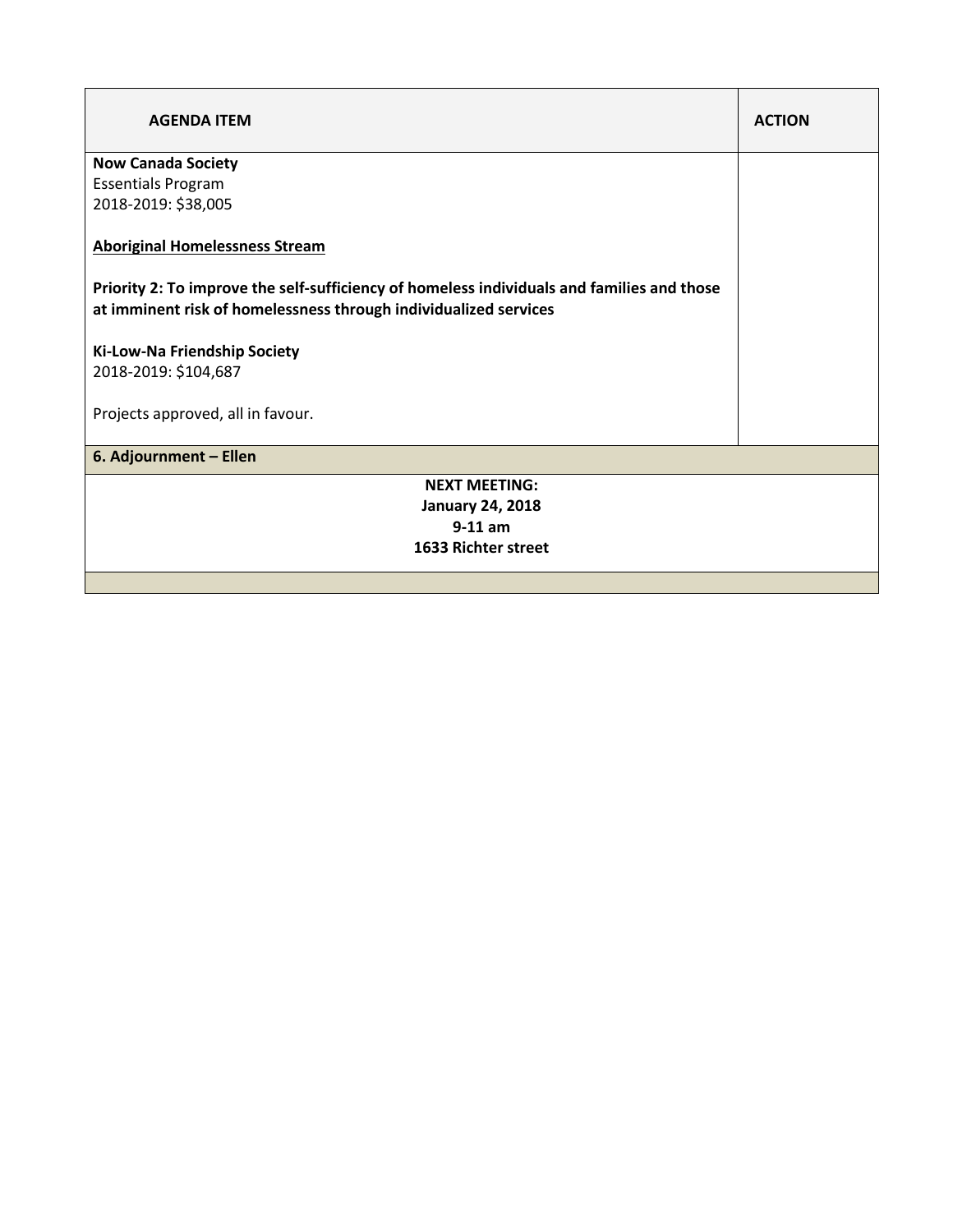| AGENDA ITEM | ACTION |
|---|---|
| **Now Canada Society**<br>Essentials Program<br>2018-2019: $38,005<br><br>**Aboriginal Homelessness Stream**<br><br>**Priority 2: To improve the self-sufficiency of homeless individuals and families and those at imminent risk of homelessness through individualized services**<br><br>**Ki-Low-Na Friendship Society**<br>2018-2019: $104,687<br><br>Projects approved, all in favour. | |
| **6. Adjournment – Ellen** | |
| **NEXT MEETING:**<br>**January 24, 2018**<br>**9-11 am**<br>**1633 Richter street** | |